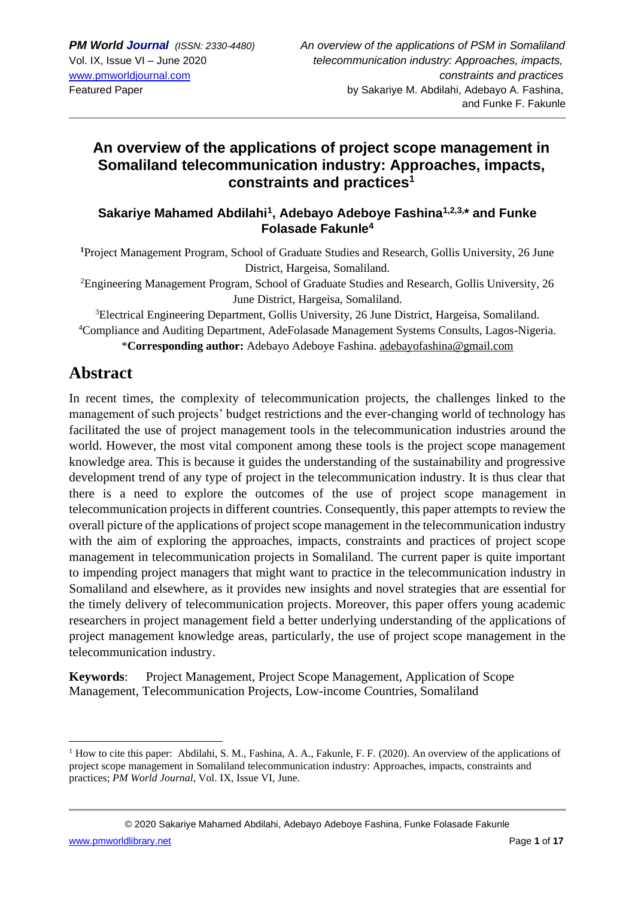# An overview of the applications of project scope management in Somaliland telecommunication industry: Approaches, impacts, constraints and practices[1]

### Sakariye Mahamed Abdilahi[1], Adebayo Adeboye Fashina[1,2,3,*] and Funke Folasade Fakunle[4]

[1]Project Management Program, School of Graduate Studies and Research, Gollis University, 26 June District, Hargeisa, Somaliland.

[2]Engineering Management Program, School of Graduate Studies and Research, Gollis University, 26 June District, Hargeisa, Somaliland.

[3]Electrical Engineering Department, Gollis University, 26 June District, Hargeisa, Somaliland.

[4]Compliance and Auditing Department, AdeFolasade Management Systems Consults, Lagos-Nigeria.

*__Corresponding author:__ Adebayo Adeboye Fashina. adebayofashina@gmail.com

## Abstract

In recent times, the complexity of telecommunication projects, the challenges linked to the management of such projects' budget restrictions and the ever-changing world of technology has facilitated the use of project management tools in the telecommunication industries around the world. However, the most vital component among these tools is the project scope management knowledge area. This is because it guides the understanding of the sustainability and progressive development trend of any type of project in the telecommunication industry. It is thus clear that there is a need to explore the outcomes of the use of project scope management in telecommunication projects in different countries. Consequently, this paper attempts to review the overall picture of the applications of project scope management in the telecommunication industry with the aim of exploring the approaches, impacts, constraints and practices of project scope management in telecommunication projects in Somaliland. The current paper is quite important to impending project managers that might want to practice in the telecommunication industry in Somaliland and elsewhere, as it provides new insights and novel strategies that are essential for the timely delivery of telecommunication projects. Moreover, this paper offers young academic researchers in project management field a better underlying understanding of the applications of project management knowledge areas, particularly, the use of project scope management in the telecommunication industry.

**Keywords**: Project Management, Project Scope Management, Application of Scope Management, Telecommunication Projects, Low-income Countries, Somaliland

---

[1] How to cite this paper: Abdilahi, S. M., Fashina, A. A., Fakunle, F. F. (2020). An overview of the applications of project scope management in Somaliland telecommunication industry: Approaches, impacts, constraints and practices; *PM World Journal*, Vol. IX, Issue VI, June.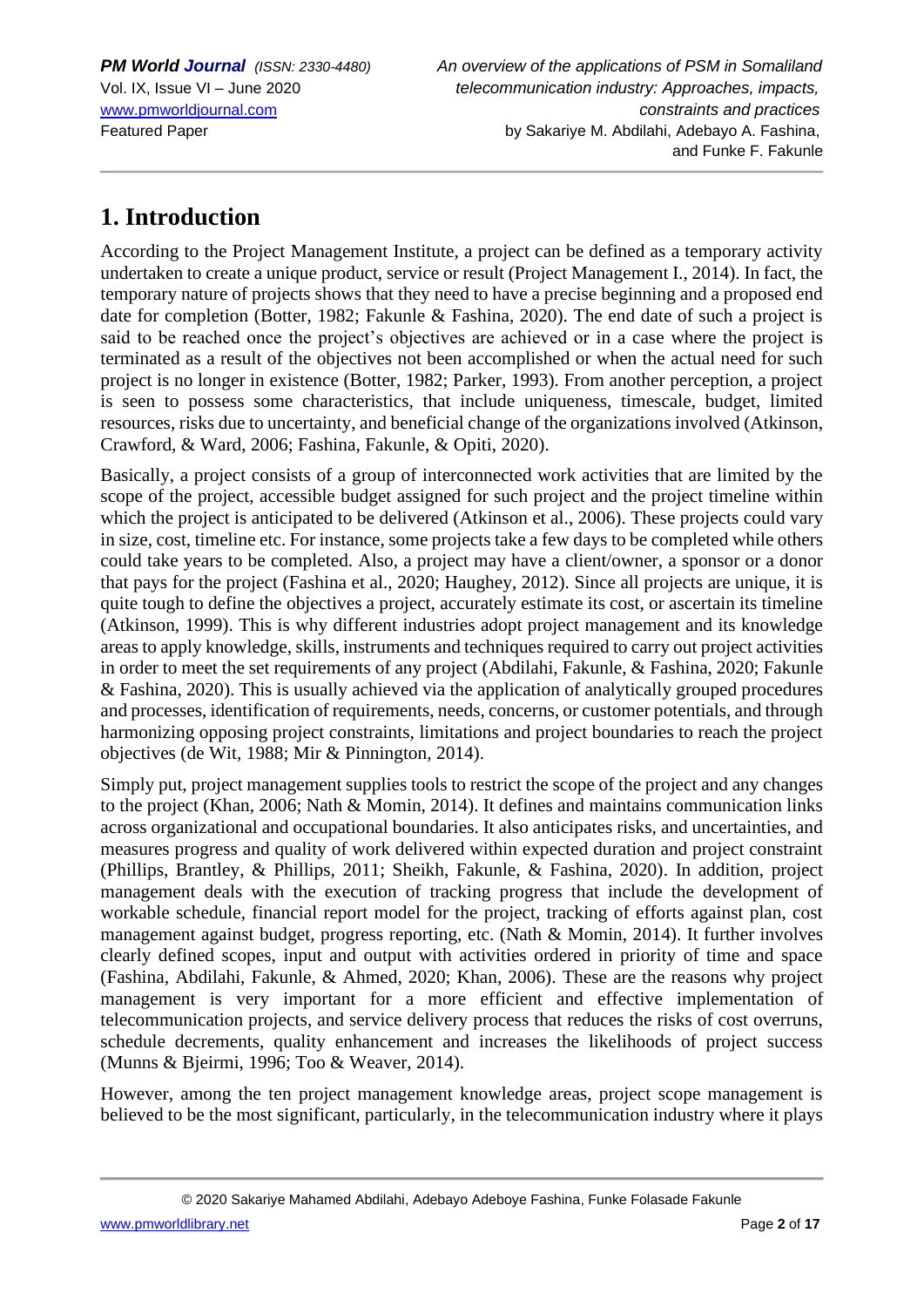# 1. Introduction

According to the Project Management Institute, a project can be defined as a temporary activity undertaken to create a unique product, service or result (Project Management I., 2014). In fact, the temporary nature of projects shows that they need to have a precise beginning and a proposed end date for completion (Botter, 1982; Fakunle & Fashina, 2020). The end date of such a project is said to be reached once the project's objectives are achieved or in a case where the project is terminated as a result of the objectives not been accomplished or when the actual need for such project is no longer in existence (Botter, 1982; Parker, 1993). From another perception, a project is seen to possess some characteristics, that include uniqueness, timescale, budget, limited resources, risks due to uncertainty, and beneficial change of the organizations involved (Atkinson, Crawford, & Ward, 2006; Fashina, Fakunle, & Opiti, 2020).

Basically, a project consists of a group of interconnected work activities that are limited by the scope of the project, accessible budget assigned for such project and the project timeline within which the project is anticipated to be delivered (Atkinson et al., 2006). These projects could vary in size, cost, timeline etc. For instance, some projects take a few days to be completed while others could take years to be completed. Also, a project may have a client/owner, a sponsor or a donor that pays for the project (Fashina et al., 2020; Haughey, 2012). Since all projects are unique, it is quite tough to define the objectives a project, accurately estimate its cost, or ascertain its timeline (Atkinson, 1999). This is why different industries adopt project management and its knowledge areas to apply knowledge, skills, instruments and techniques required to carry out project activities in order to meet the set requirements of any project (Abdilahi, Fakunle, & Fashina, 2020; Fakunle & Fashina, 2020). This is usually achieved via the application of analytically grouped procedures and processes, identification of requirements, needs, concerns, or customer potentials, and through harmonizing opposing project constraints, limitations and project boundaries to reach the project objectives (de Wit, 1988; Mir & Pinnington, 2014).

Simply put, project management supplies tools to restrict the scope of the project and any changes to the project (Khan, 2006; Nath & Momin, 2014). It defines and maintains communication links across organizational and occupational boundaries. It also anticipates risks, and uncertainties, and measures progress and quality of work delivered within expected duration and project constraint (Phillips, Brantley, & Phillips, 2011; Sheikh, Fakunle, & Fashina, 2020). In addition, project management deals with the execution of tracking progress that include the development of workable schedule, financial report model for the project, tracking of efforts against plan, cost management against budget, progress reporting, etc. (Nath & Momin, 2014). It further involves clearly defined scopes, input and output with activities ordered in priority of time and space (Fashina, Abdilahi, Fakunle, & Ahmed, 2020; Khan, 2006). These are the reasons why project management is very important for a more efficient and effective implementation of telecommunication projects, and service delivery process that reduces the risks of cost overruns, schedule decrements, quality enhancement and increases the likelihoods of project success (Munns & Bjeirmi, 1996; Too & Weaver, 2014).

However, among the ten project management knowledge areas, project scope management is believed to be the most significant, particularly, in the telecommunication industry where it plays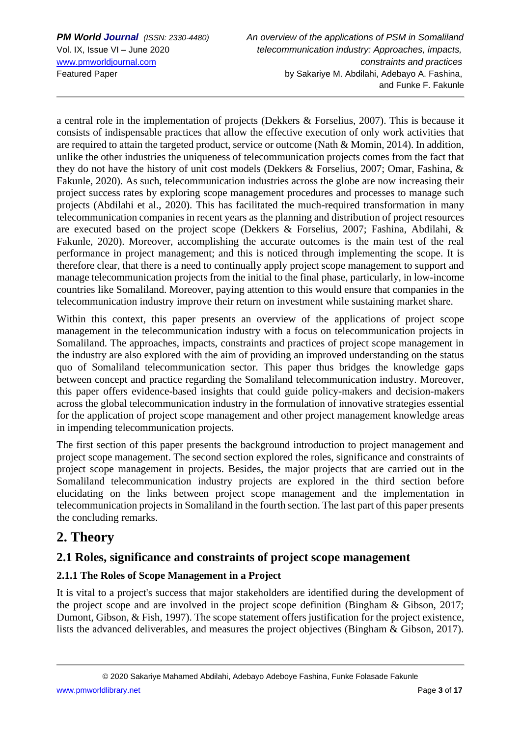a central role in the implementation of projects (Dekkers & Forselius, 2007). This is because it consists of indispensable practices that allow the effective execution of only work activities that are required to attain the targeted product, service or outcome (Nath & Momin, 2014). In addition, unlike the other industries the uniqueness of telecommunication projects comes from the fact that they do not have the history of unit cost models (Dekkers & Forselius, 2007; Omar, Fashina, & Fakunle, 2020). As such, telecommunication industries across the globe are now increasing their project success rates by exploring scope management procedures and processes to manage such projects (Abdilahi et al., 2020). This has facilitated the much-required transformation in many telecommunication companies in recent years as the planning and distribution of project resources are executed based on the project scope (Dekkers & Forselius, 2007; Fashina, Abdilahi, & Fakunle, 2020). Moreover, accomplishing the accurate outcomes is the main test of the real performance in project management; and this is noticed through implementing the scope. It is therefore clear, that there is a need to continually apply project scope management to support and manage telecommunication projects from the initial to the final phase, particularly, in low-income countries like Somaliland. Moreover, paying attention to this would ensure that companies in the telecommunication industry improve their return on investment while sustaining market share.

Within this context, this paper presents an overview of the applications of project scope management in the telecommunication industry with a focus on telecommunication projects in Somaliland. The approaches, impacts, constraints and practices of project scope management in the industry are also explored with the aim of providing an improved understanding on the status quo of Somaliland telecommunication sector. This paper thus bridges the knowledge gaps between concept and practice regarding the Somaliland telecommunication industry. Moreover, this paper offers evidence-based insights that could guide policy-makers and decision-makers across the global telecommunication industry in the formulation of innovative strategies essential for the application of project scope management and other project management knowledge areas in impending telecommunication projects.

The first section of this paper presents the background introduction to project management and project scope management. The second section explored the roles, significance and constraints of project scope management in projects. Besides, the major projects that are carried out in the Somaliland telecommunication industry projects are explored in the third section before elucidating on the links between project scope management and the implementation in telecommunication projects in Somaliland in the fourth section. The last part of this paper presents the concluding remarks.

# 2. Theory

## 2.1 Roles, significance and constraints of project scope management

### 2.1.1 The Roles of Scope Management in a Project

It is vital to a project's success that major stakeholders are identified during the development of the project scope and are involved in the project scope definition (Bingham & Gibson, 2017; Dumont, Gibson, & Fish, 1997). The scope statement offers justification for the project existence, lists the advanced deliverables, and measures the project objectives (Bingham & Gibson, 2017).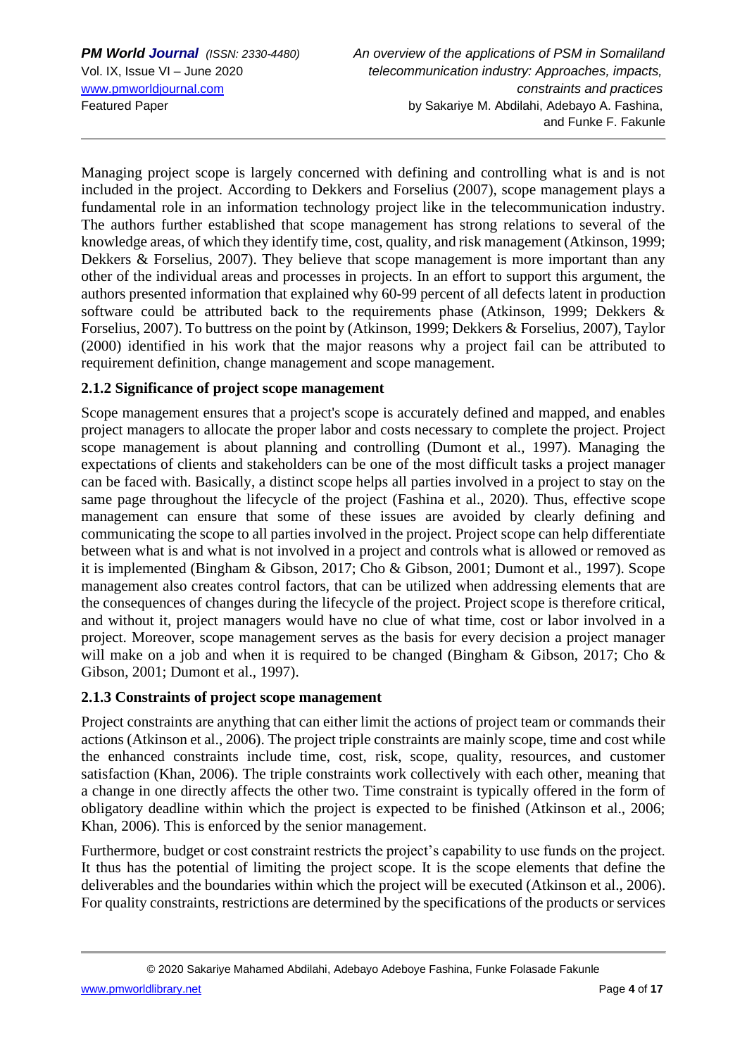Managing project scope is largely concerned with defining and controlling what is and is not included in the project. According to Dekkers and Forselius (2007), scope management plays a fundamental role in an information technology project like in the telecommunication industry. The authors further established that scope management has strong relations to several of the knowledge areas, of which they identify time, cost, quality, and risk management (Atkinson, 1999; Dekkers & Forselius, 2007). They believe that scope management is more important than any other of the individual areas and processes in projects. In an effort to support this argument, the authors presented information that explained why 60-99 percent of all defects latent in production software could be attributed back to the requirements phase (Atkinson, 1999; Dekkers & Forselius, 2007). To buttress on the point by (Atkinson, 1999; Dekkers & Forselius, 2007), Taylor (2000) identified in his work that the major reasons why a project fail can be attributed to requirement definition, change management and scope management.

### 2.1.2 Significance of project scope management

Scope management ensures that a project's scope is accurately defined and mapped, and enables project managers to allocate the proper labor and costs necessary to complete the project. Project scope management is about planning and controlling (Dumont et al., 1997). Managing the expectations of clients and stakeholders can be one of the most difficult tasks a project manager can be faced with. Basically, a distinct scope helps all parties involved in a project to stay on the same page throughout the lifecycle of the project (Fashina et al., 2020). Thus, effective scope management can ensure that some of these issues are avoided by clearly defining and communicating the scope to all parties involved in the project. Project scope can help differentiate between what is and what is not involved in a project and controls what is allowed or removed as it is implemented (Bingham & Gibson, 2017; Cho & Gibson, 2001; Dumont et al., 1997). Scope management also creates control factors, that can be utilized when addressing elements that are the consequences of changes during the lifecycle of the project. Project scope is therefore critical, and without it, project managers would have no clue of what time, cost or labor involved in a project. Moreover, scope management serves as the basis for every decision a project manager will make on a job and when it is required to be changed (Bingham & Gibson, 2017; Cho & Gibson, 2001; Dumont et al., 1997).

### 2.1.3 Constraints of project scope management

Project constraints are anything that can either limit the actions of project team or commands their actions (Atkinson et al., 2006). The project triple constraints are mainly scope, time and cost while the enhanced constraints include time, cost, risk, scope, quality, resources, and customer satisfaction (Khan, 2006). The triple constraints work collectively with each other, meaning that a change in one directly affects the other two. Time constraint is typically offered in the form of obligatory deadline within which the project is expected to be finished (Atkinson et al., 2006; Khan, 2006). This is enforced by the senior management.

Furthermore, budget or cost constraint restricts the project's capability to use funds on the project. It thus has the potential of limiting the project scope. It is the scope elements that define the deliverables and the boundaries within which the project will be executed (Atkinson et al., 2006). For quality constraints, restrictions are determined by the specifications of the products or services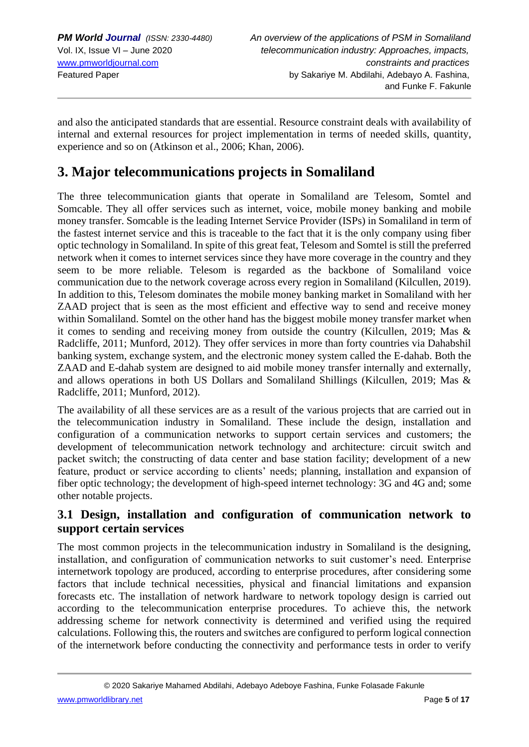and also the anticipated standards that are essential. Resource constraint deals with availability of internal and external resources for project implementation in terms of needed skills, quantity, experience and so on (Atkinson et al., 2006; Khan, 2006).

# 3. Major telecommunications projects in Somaliland

The three telecommunication giants that operate in Somaliland are Telesom, Somtel and Somcable. They all offer services such as internet, voice, mobile money banking and mobile money transfer. Somcable is the leading Internet Service Provider (ISPs) in Somaliland in term of the fastest internet service and this is traceable to the fact that it is the only company using fiber optic technology in Somaliland. In spite of this great feat, Telesom and Somtel is still the preferred network when it comes to internet services since they have more coverage in the country and they seem to be more reliable. Telesom is regarded as the backbone of Somaliland voice communication due to the network coverage across every region in Somaliland (Kilcullen, 2019). In addition to this, Telesom dominates the mobile money banking market in Somaliland with her ZAAD project that is seen as the most efficient and effective way to send and receive money within Somaliland. Somtel on the other hand has the biggest mobile money transfer market when it comes to sending and receiving money from outside the country (Kilcullen, 2019; Mas & Radcliffe, 2011; Munford, 2012). They offer services in more than forty countries via Dahabshil banking system, exchange system, and the electronic money system called the E-dahab. Both the ZAAD and E-dahab system are designed to aid mobile money transfer internally and externally, and allows operations in both US Dollars and Somaliland Shillings (Kilcullen, 2019; Mas & Radcliffe, 2011; Munford, 2012).

The availability of all these services are as a result of the various projects that are carried out in the telecommunication industry in Somaliland. These include the design, installation and configuration of a communication networks to support certain services and customers; the development of telecommunication network technology and architecture: circuit switch and packet switch; the constructing of data center and base station facility; development of a new feature, product or service according to clients' needs; planning, installation and expansion of fiber optic technology; the development of high-speed internet technology: 3G and 4G and; some other notable projects.

## 3.1 Design, installation and configuration of communication network to support certain services

The most common projects in the telecommunication industry in Somaliland is the designing, installation, and configuration of communication networks to suit customer's need. Enterprise internetwork topology are produced, according to enterprise procedures, after considering some factors that include technical necessities, physical and financial limitations and expansion forecasts etc. The installation of network hardware to network topology design is carried out according to the telecommunication enterprise procedures. To achieve this, the network addressing scheme for network connectivity is determined and verified using the required calculations. Following this, the routers and switches are configured to perform logical connection of the internetwork before conducting the connectivity and performance tests in order to verify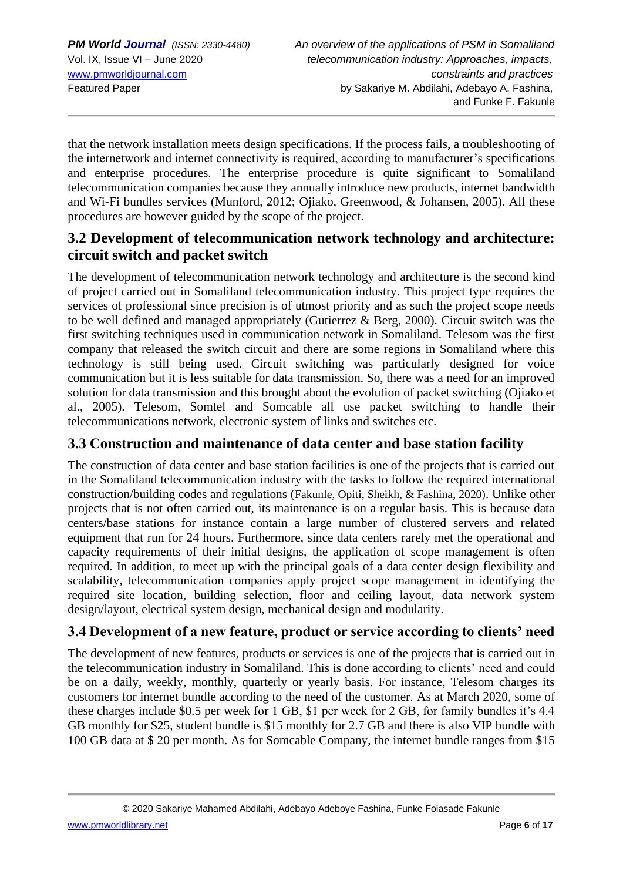that the network installation meets design specifications. If the process fails, a troubleshooting of the internetwork and internet connectivity is required, according to manufacturer's specifications and enterprise procedures. The enterprise procedure is quite significant to Somaliland telecommunication companies because they annually introduce new products, internet bandwidth and Wi-Fi bundles services (Munford, 2012; Ojiako, Greenwood, & Johansen, 2005). All these procedures are however guided by the scope of the project.

## 3.2 Development of telecommunication network technology and architecture: circuit switch and packet switch

The development of telecommunication network technology and architecture is the second kind of project carried out in Somaliland telecommunication industry. This project type requires the services of professional since precision is of utmost priority and as such the project scope needs to be well defined and managed appropriately (Gutierrez & Berg, 2000). Circuit switch was the first switching techniques used in communication network in Somaliland. Telesom was the first company that released the switch circuit and there are some regions in Somaliland where this technology is still being used. Circuit switching was particularly designed for voice communication but it is less suitable for data transmission. So, there was a need for an improved solution for data transmission and this brought about the evolution of packet switching (Ojiako et al., 2005). Telesom, Somtel and Somcable all use packet switching to handle their telecommunications network, electronic system of links and switches etc.

## 3.3 Construction and maintenance of data center and base station facility

The construction of data center and base station facilities is one of the projects that is carried out in the Somaliland telecommunication industry with the tasks to follow the required international construction/building codes and regulations (Fakunle, Opiti, Sheikh, & Fashina, 2020). Unlike other projects that is not often carried out, its maintenance is on a regular basis. This is because data centers/base stations for instance contain a large number of clustered servers and related equipment that run for 24 hours. Furthermore, since data centers rarely met the operational and capacity requirements of their initial designs, the application of scope management is often required. In addition, to meet up with the principal goals of a data center design flexibility and scalability, telecommunication companies apply project scope management in identifying the required site location, building selection, floor and ceiling layout, data network system design/layout, electrical system design, mechanical design and modularity.

## 3.4 Development of a new feature, product or service according to clients' need

The development of new features, products or services is one of the projects that is carried out in the telecommunication industry in Somaliland. This is done according to clients' need and could be on a daily, weekly, monthly, quarterly or yearly basis. For instance, Telesom charges its customers for internet bundle according to the need of the customer. As at March 2020, some of these charges include $0.5 per week for 1 GB, $1 per week for 2 GB, for family bundles it's 4.4 GB monthly for $25, student bundle is $15 monthly for 2.7 GB and there is also VIP bundle with 100 GB data at $ 20 per month. As for Somcable Company, the internet bundle ranges from $15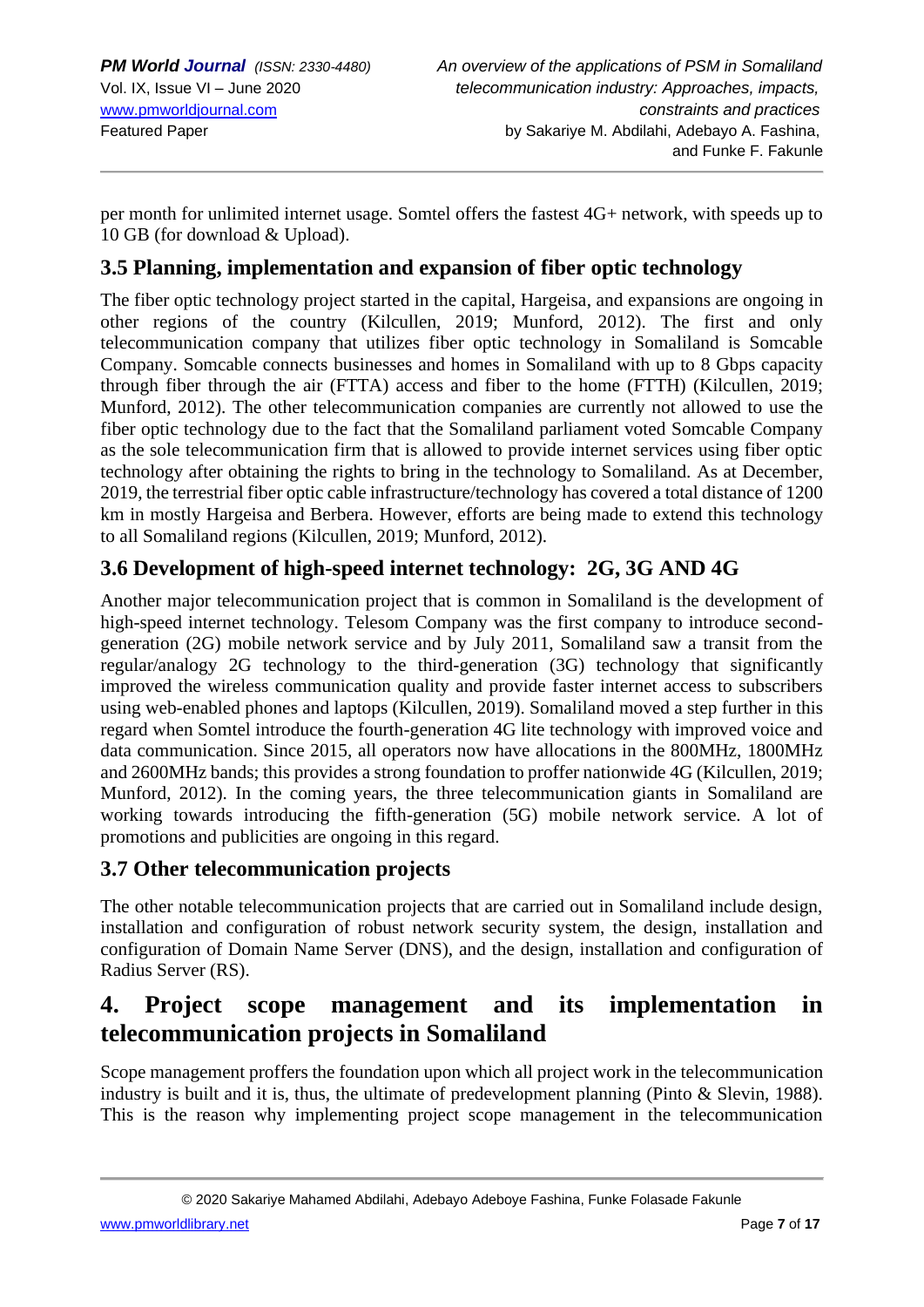per month for unlimited internet usage. Somtel offers the fastest 4G+ network, with speeds up to 10 GB (for download & Upload).

### 3.5 Planning, implementation and expansion of fiber optic technology

The fiber optic technology project started in the capital, Hargeisa, and expansions are ongoing in other regions of the country (Kilcullen, 2019; Munford, 2012). The first and only telecommunication company that utilizes fiber optic technology in Somaliland is Somcable Company. Somcable connects businesses and homes in Somaliland with up to 8 Gbps capacity through fiber through the air (FTTA) access and fiber to the home (FTTH) (Kilcullen, 2019; Munford, 2012). The other telecommunication companies are currently not allowed to use the fiber optic technology due to the fact that the Somaliland parliament voted Somcable Company as the sole telecommunication firm that is allowed to provide internet services using fiber optic technology after obtaining the rights to bring in the technology to Somaliland. As at December, 2019, the terrestrial fiber optic cable infrastructure/technology has covered a total distance of 1200 km in mostly Hargeisa and Berbera. However, efforts are being made to extend this technology to all Somaliland regions (Kilcullen, 2019; Munford, 2012).

### 3.6 Development of high-speed internet technology: 2G, 3G AND 4G

Another major telecommunication project that is common in Somaliland is the development of high-speed internet technology. Telesom Company was the first company to introduce second-generation (2G) mobile network service and by July 2011, Somaliland saw a transit from the regular/analogy 2G technology to the third-generation (3G) technology that significantly improved the wireless communication quality and provide faster internet access to subscribers using web-enabled phones and laptops (Kilcullen, 2019). Somaliland moved a step further in this regard when Somtel introduce the fourth-generation 4G lite technology with improved voice and data communication. Since 2015, all operators now have allocations in the 800MHz, 1800MHz and 2600MHz bands; this provides a strong foundation to proffer nationwide 4G (Kilcullen, 2019; Munford, 2012). In the coming years, the three telecommunication giants in Somaliland are working towards introducing the fifth-generation (5G) mobile network service. A lot of promotions and publicities are ongoing in this regard.

### 3.7 Other telecommunication projects

The other notable telecommunication projects that are carried out in Somaliland include design, installation and configuration of robust network security system, the design, installation and configuration of Domain Name Server (DNS), and the design, installation and configuration of Radius Server (RS).

## 4. Project scope management and its implementation in telecommunication projects in Somaliland

Scope management proffers the foundation upon which all project work in the telecommunication industry is built and it is, thus, the ultimate of predevelopment planning (Pinto & Slevin, 1988). This is the reason why implementing project scope management in the telecommunication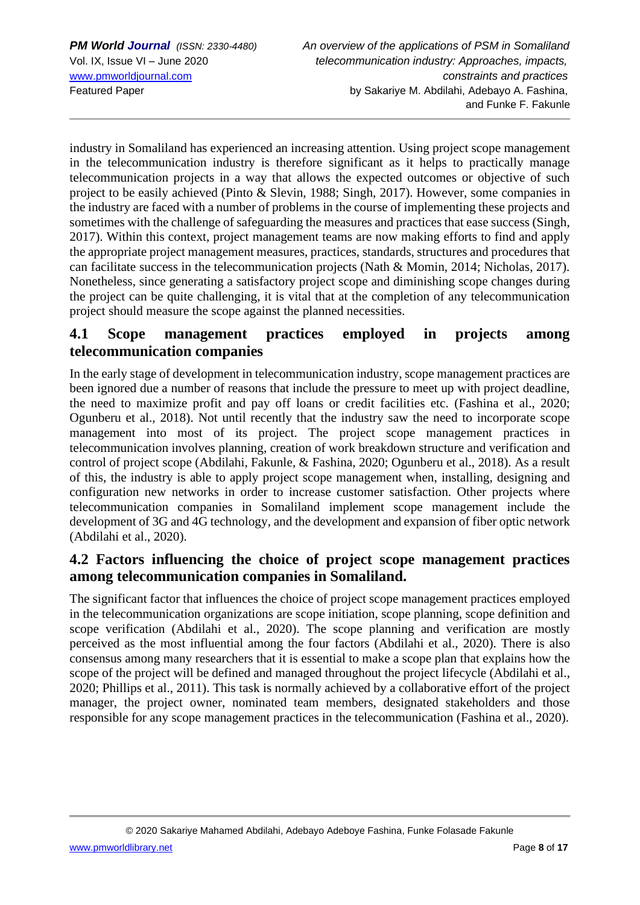industry in Somaliland has experienced an increasing attention. Using project scope management in the telecommunication industry is therefore significant as it helps to practically manage telecommunication projects in a way that allows the expected outcomes or objective of such project to be easily achieved (Pinto & Slevin, 1988; Singh, 2017). However, some companies in the industry are faced with a number of problems in the course of implementing these projects and sometimes with the challenge of safeguarding the measures and practices that ease success (Singh, 2017). Within this context, project management teams are now making efforts to find and apply the appropriate project management measures, practices, standards, structures and procedures that can facilitate success in the telecommunication projects (Nath & Momin, 2014; Nicholas, 2017). Nonetheless, since generating a satisfactory project scope and diminishing scope changes during the project can be quite challenging, it is vital that at the completion of any telecommunication project should measure the scope against the planned necessities.

## 4.1 Scope management practices employed in projects among telecommunication companies

In the early stage of development in telecommunication industry, scope management practices are been ignored due a number of reasons that include the pressure to meet up with project deadline, the need to maximize profit and pay off loans or credit facilities etc. (Fashina et al., 2020; Ogunberu et al., 2018). Not until recently that the industry saw the need to incorporate scope management into most of its project. The project scope management practices in telecommunication involves planning, creation of work breakdown structure and verification and control of project scope (Abdilahi, Fakunle, & Fashina, 2020; Ogunberu et al., 2018). As a result of this, the industry is able to apply project scope management when, installing, designing and configuration new networks in order to increase customer satisfaction. Other projects where telecommunication companies in Somaliland implement scope management include the development of 3G and 4G technology, and the development and expansion of fiber optic network (Abdilahi et al., 2020).

## 4.2 Factors influencing the choice of project scope management practices among telecommunication companies in Somaliland.

The significant factor that influences the choice of project scope management practices employed in the telecommunication organizations are scope initiation, scope planning, scope definition and scope verification (Abdilahi et al., 2020). The scope planning and verification are mostly perceived as the most influential among the four factors (Abdilahi et al., 2020). There is also consensus among many researchers that it is essential to make a scope plan that explains how the scope of the project will be defined and managed throughout the project lifecycle (Abdilahi et al., 2020; Phillips et al., 2011). This task is normally achieved by a collaborative effort of the project manager, the project owner, nominated team members, designated stakeholders and those responsible for any scope management practices in the telecommunication (Fashina et al., 2020).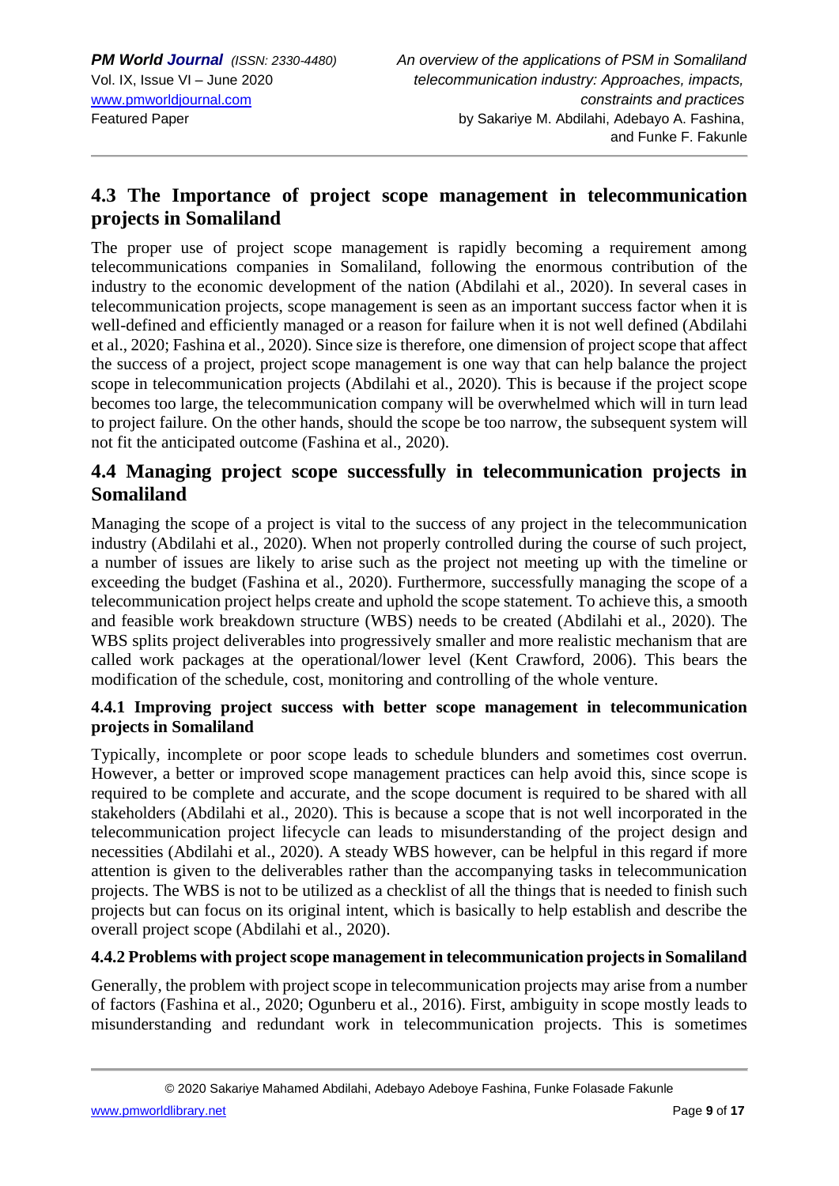## 4.3 The Importance of project scope management in telecommunication projects in Somaliland

The proper use of project scope management is rapidly becoming a requirement among telecommunications companies in Somaliland, following the enormous contribution of the industry to the economic development of the nation (Abdilahi et al., 2020). In several cases in telecommunication projects, scope management is seen as an important success factor when it is well-defined and efficiently managed or a reason for failure when it is not well defined (Abdilahi et al., 2020; Fashina et al., 2020). Since size is therefore, one dimension of project scope that affect the success of a project, project scope management is one way that can help balance the project scope in telecommunication projects (Abdilahi et al., 2020). This is because if the project scope becomes too large, the telecommunication company will be overwhelmed which will in turn lead to project failure. On the other hands, should the scope be too narrow, the subsequent system will not fit the anticipated outcome (Fashina et al., 2020).

## 4.4 Managing project scope successfully in telecommunication projects in Somaliland

Managing the scope of a project is vital to the success of any project in the telecommunication industry (Abdilahi et al., 2020). When not properly controlled during the course of such project, a number of issues are likely to arise such as the project not meeting up with the timeline or exceeding the budget (Fashina et al., 2020). Furthermore, successfully managing the scope of a telecommunication project helps create and uphold the scope statement. To achieve this, a smooth and feasible work breakdown structure (WBS) needs to be created (Abdilahi et al., 2020). The WBS splits project deliverables into progressively smaller and more realistic mechanism that are called work packages at the operational/lower level (Kent Crawford, 2006). This bears the modification of the schedule, cost, monitoring and controlling of the whole venture.

### 4.4.1 Improving project success with better scope management in telecommunication projects in Somaliland

Typically, incomplete or poor scope leads to schedule blunders and sometimes cost overrun. However, a better or improved scope management practices can help avoid this, since scope is required to be complete and accurate, and the scope document is required to be shared with all stakeholders (Abdilahi et al., 2020). This is because a scope that is not well incorporated in the telecommunication project lifecycle can leads to misunderstanding of the project design and necessities (Abdilahi et al., 2020). A steady WBS however, can be helpful in this regard if more attention is given to the deliverables rather than the accompanying tasks in telecommunication projects. The WBS is not to be utilized as a checklist of all the things that is needed to finish such projects but can focus on its original intent, which is basically to help establish and describe the overall project scope (Abdilahi et al., 2020).

### 4.4.2 Problems with project scope management in telecommunication projects in Somaliland

Generally, the problem with project scope in telecommunication projects may arise from a number of factors (Fashina et al., 2020; Ogunberu et al., 2016). First, ambiguity in scope mostly leads to misunderstanding and redundant work in telecommunication projects. This is sometimes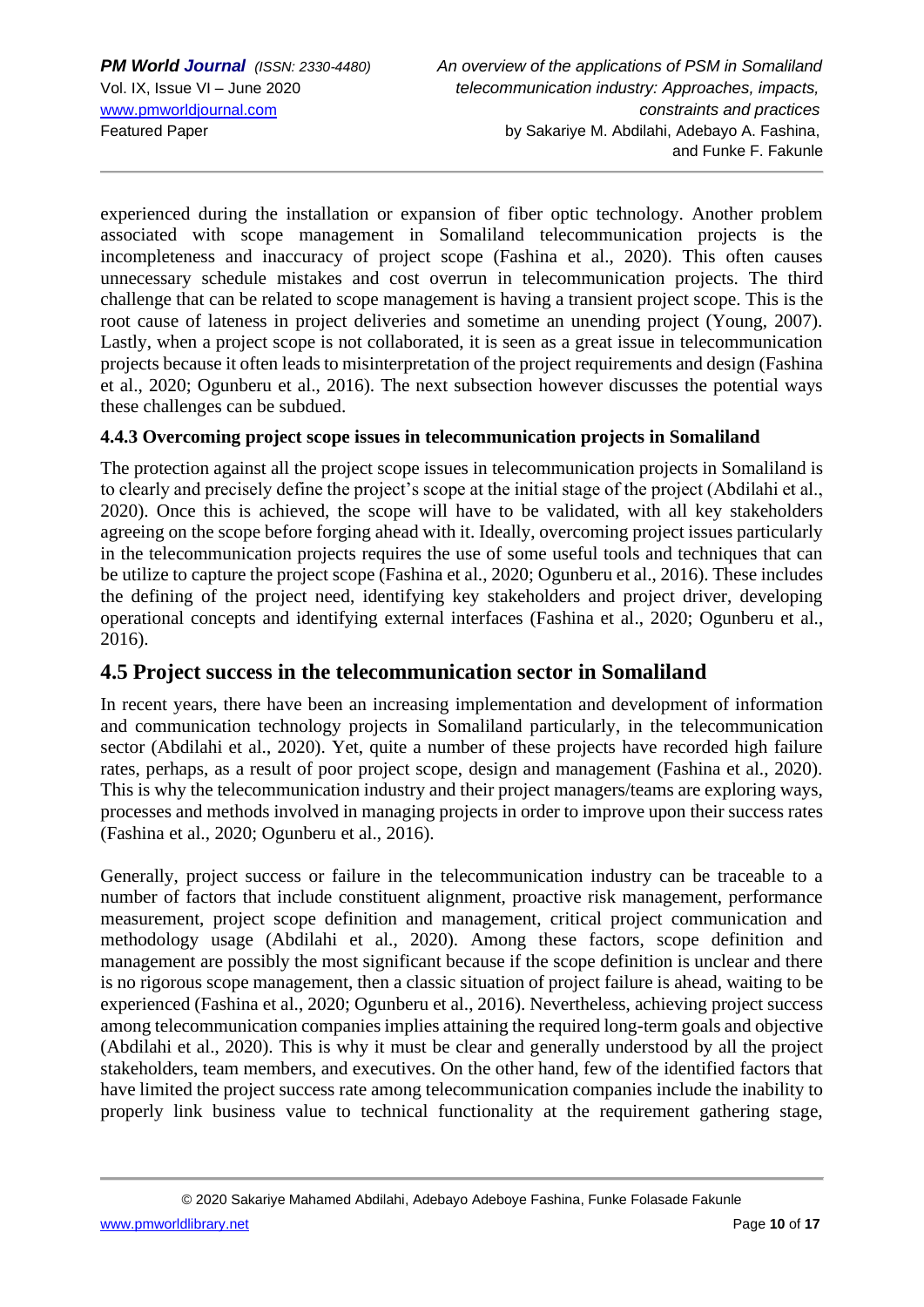experienced during the installation or expansion of fiber optic technology. Another problem associated with scope management in Somaliland telecommunication projects is the incompleteness and inaccuracy of project scope (Fashina et al., 2020). This often causes unnecessary schedule mistakes and cost overrun in telecommunication projects. The third challenge that can be related to scope management is having a transient project scope. This is the root cause of lateness in project deliveries and sometime an unending project (Young, 2007). Lastly, when a project scope is not collaborated, it is seen as a great issue in telecommunication projects because it often leads to misinterpretation of the project requirements and design (Fashina et al., 2020; Ogunberu et al., 2016). The next subsection however discusses the potential ways these challenges can be subdued.

### 4.4.3 Overcoming project scope issues in telecommunication projects in Somaliland

The protection against all the project scope issues in telecommunication projects in Somaliland is to clearly and precisely define the project's scope at the initial stage of the project (Abdilahi et al., 2020). Once this is achieved, the scope will have to be validated, with all key stakeholders agreeing on the scope before forging ahead with it. Ideally, overcoming project issues particularly in the telecommunication projects requires the use of some useful tools and techniques that can be utilize to capture the project scope (Fashina et al., 2020; Ogunberu et al., 2016). These includes the defining of the project need, identifying key stakeholders and project driver, developing operational concepts and identifying external interfaces (Fashina et al., 2020; Ogunberu et al., 2016).

## 4.5 Project success in the telecommunication sector in Somaliland

In recent years, there have been an increasing implementation and development of information and communication technology projects in Somaliland particularly, in the telecommunication sector (Abdilahi et al., 2020). Yet, quite a number of these projects have recorded high failure rates, perhaps, as a result of poor project scope, design and management (Fashina et al., 2020). This is why the telecommunication industry and their project managers/teams are exploring ways, processes and methods involved in managing projects in order to improve upon their success rates (Fashina et al., 2020; Ogunberu et al., 2016).

Generally, project success or failure in the telecommunication industry can be traceable to a number of factors that include constituent alignment, proactive risk management, performance measurement, project scope definition and management, critical project communication and methodology usage (Abdilahi et al., 2020). Among these factors, scope definition and management are possibly the most significant because if the scope definition is unclear and there is no rigorous scope management, then a classic situation of project failure is ahead, waiting to be experienced (Fashina et al., 2020; Ogunberu et al., 2016). Nevertheless, achieving project success among telecommunication companies implies attaining the required long-term goals and objective (Abdilahi et al., 2020). This is why it must be clear and generally understood by all the project stakeholders, team members, and executives. On the other hand, few of the identified factors that have limited the project success rate among telecommunication companies include the inability to properly link business value to technical functionality at the requirement gathering stage,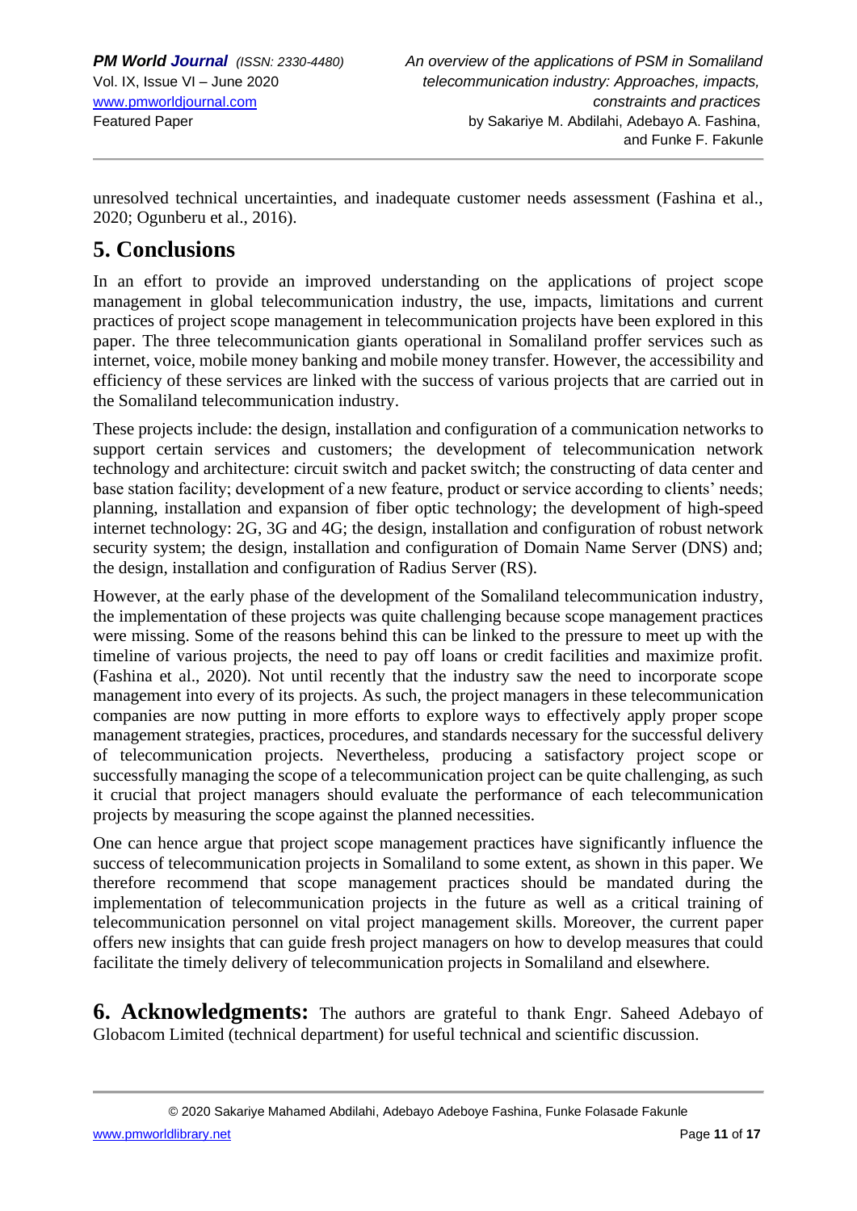unresolved technical uncertainties, and inadequate customer needs assessment (Fashina et al., 2020; Ogunberu et al., 2016).

## 5. Conclusions

In an effort to provide an improved understanding on the applications of project scope management in global telecommunication industry, the use, impacts, limitations and current practices of project scope management in telecommunication projects have been explored in this paper. The three telecommunication giants operational in Somaliland proffer services such as internet, voice, mobile money banking and mobile money transfer. However, the accessibility and efficiency of these services are linked with the success of various projects that are carried out in the Somaliland telecommunication industry.

These projects include: the design, installation and configuration of a communication networks to support certain services and customers; the development of telecommunication network technology and architecture: circuit switch and packet switch; the constructing of data center and base station facility; development of a new feature, product or service according to clients' needs; planning, installation and expansion of fiber optic technology; the development of high-speed internet technology: 2G, 3G and 4G; the design, installation and configuration of robust network security system; the design, installation and configuration of Domain Name Server (DNS) and; the design, installation and configuration of Radius Server (RS).

However, at the early phase of the development of the Somaliland telecommunication industry, the implementation of these projects was quite challenging because scope management practices were missing. Some of the reasons behind this can be linked to the pressure to meet up with the timeline of various projects, the need to pay off loans or credit facilities and maximize profit. (Fashina et al., 2020). Not until recently that the industry saw the need to incorporate scope management into every of its projects. As such, the project managers in these telecommunication companies are now putting in more efforts to explore ways to effectively apply proper scope management strategies, practices, procedures, and standards necessary for the successful delivery of telecommunication projects. Nevertheless, producing a satisfactory project scope or successfully managing the scope of a telecommunication project can be quite challenging, as such it crucial that project managers should evaluate the performance of each telecommunication projects by measuring the scope against the planned necessities.

One can hence argue that project scope management practices have significantly influence the success of telecommunication projects in Somaliland to some extent, as shown in this paper. We therefore recommend that scope management practices should be mandated during the implementation of telecommunication projects in the future as well as a critical training of telecommunication personnel on vital project management skills. Moreover, the current paper offers new insights that can guide fresh project managers on how to develop measures that could facilitate the timely delivery of telecommunication projects in Somaliland and elsewhere.

## 6. Acknowledgments:

The authors are grateful to thank Engr. Saheed Adebayo of Globacom Limited (technical department) for useful technical and scientific discussion.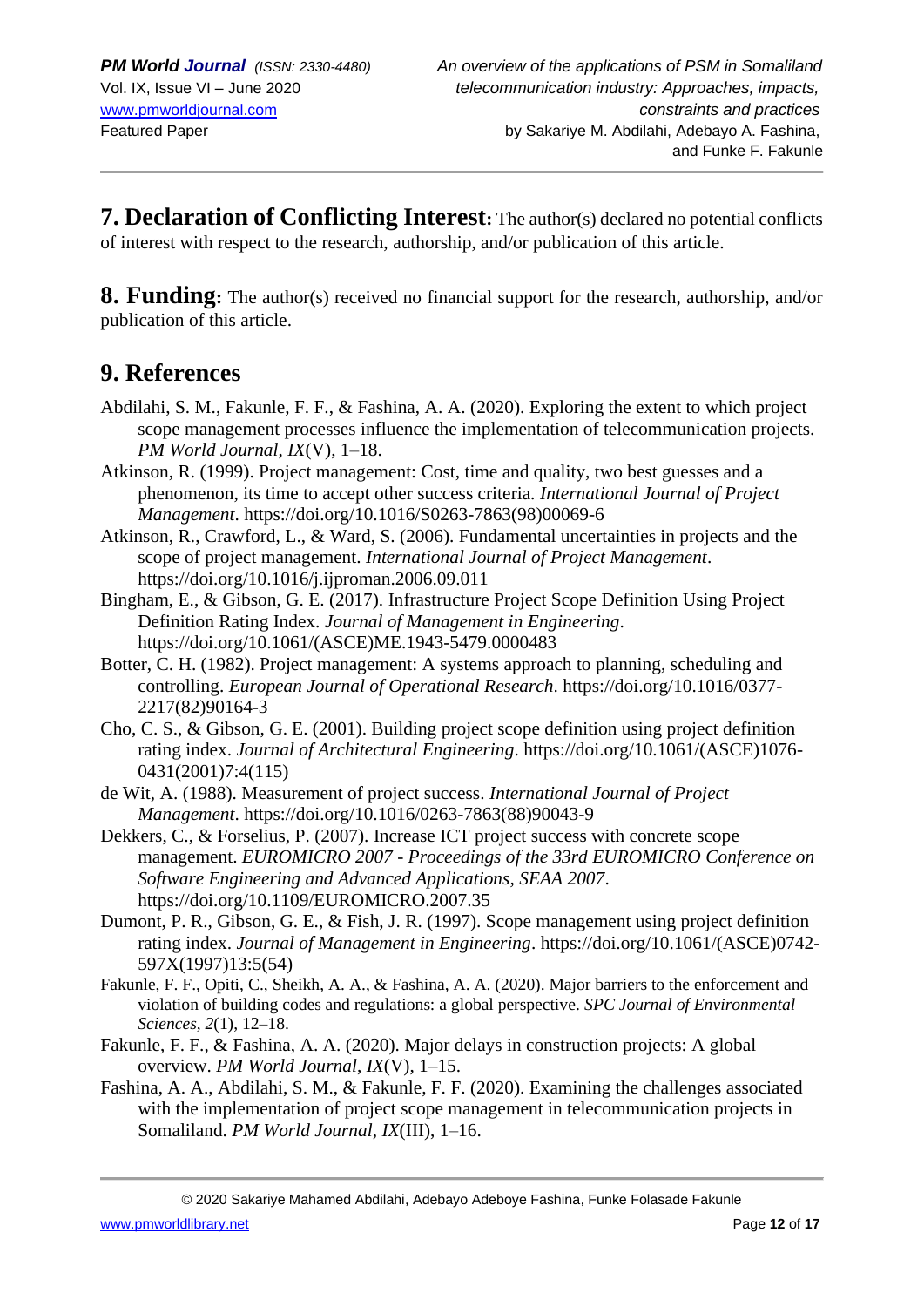**7. Declaration of Conflicting Interest:** The author(s) declared no potential conflicts of interest with respect to the research, authorship, and/or publication of this article.

**8. Funding:** The author(s) received no financial support for the research, authorship, and/or publication of this article.

## 9. References

Abdilahi, S. M., Fakunle, F. F., & Fashina, A. A. (2020). Exploring the extent to which project scope management processes influence the implementation of telecommunication projects. *PM World Journal*, *IX*(V), 1–18.

Atkinson, R. (1999). Project management: Cost, time and quality, two best guesses and a phenomenon, its time to accept other success criteria. *International Journal of Project Management*. https://doi.org/10.1016/S0263-7863(98)00069-6

Atkinson, R., Crawford, L., & Ward, S. (2006). Fundamental uncertainties in projects and the scope of project management. *International Journal of Project Management*. https://doi.org/10.1016/j.ijproman.2006.09.011

Bingham, E., & Gibson, G. E. (2017). Infrastructure Project Scope Definition Using Project Definition Rating Index. *Journal of Management in Engineering*. https://doi.org/10.1061/(ASCE)ME.1943-5479.0000483

Botter, C. H. (1982). Project management: A systems approach to planning, scheduling and controlling. *European Journal of Operational Research*. https://doi.org/10.1016/0377-2217(82)90164-3

Cho, C. S., & Gibson, G. E. (2001). Building project scope definition using project definition rating index. *Journal of Architectural Engineering*. https://doi.org/10.1061/(ASCE)1076-0431(2001)7:4(115)

de Wit, A. (1988). Measurement of project success. *International Journal of Project Management*. https://doi.org/10.1016/0263-7863(88)90043-9

Dekkers, C., & Forselius, P. (2007). Increase ICT project success with concrete scope management. *EUROMICRO 2007 - Proceedings of the 33rd EUROMICRO Conference on Software Engineering and Advanced Applications, SEAA 2007*. https://doi.org/10.1109/EUROMICRO.2007.35

Dumont, P. R., Gibson, G. E., & Fish, J. R. (1997). Scope management using project definition rating index. *Journal of Management in Engineering*. https://doi.org/10.1061/(ASCE)0742-597X(1997)13:5(54)

Fakunle, F. F., Opiti, C., Sheikh, A. A., & Fashina, A. A. (2020). Major barriers to the enforcement and violation of building codes and regulations: a global perspective. *SPC Journal of Environmental Sciences*, *2*(1), 12–18.

Fakunle, F. F., & Fashina, A. A. (2020). Major delays in construction projects: A global overview. *PM World Journal*, *IX*(V), 1–15.

Fashina, A. A., Abdilahi, S. M., & Fakunle, F. F. (2020). Examining the challenges associated with the implementation of project scope management in telecommunication projects in Somaliland. *PM World Journal*, *IX*(III), 1–16.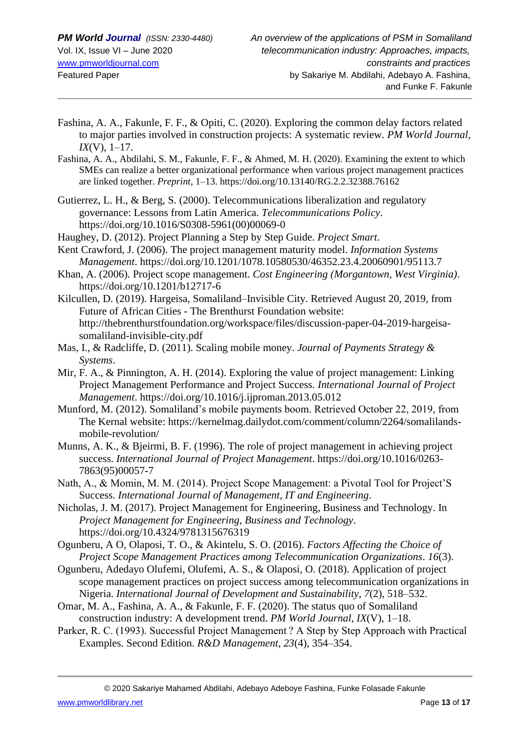Fashina, A. A., Fakunle, F. F., & Opiti, C. (2020). Exploring the common delay factors related to major parties involved in construction projects: A systematic review. *PM World Journal*, *IX*(V), 1–17.

Fashina, A. A., Abdilahi, S. M., Fakunle, F. F., & Ahmed, M. H. (2020). Examining the extent to which SMEs can realize a better organizational performance when various project management practices are linked together. *Preprint*, 1–13. https://doi.org/10.13140/RG.2.2.32388.76162

Gutierrez, L. H., & Berg, S. (2000). Telecommunications liberalization and regulatory governance: Lessons from Latin America. *Telecommunications Policy*. https://doi.org/10.1016/S0308-5961(00)00069-0

Haughey, D. (2012). Project Planning a Step by Step Guide. *Project Smart*.

Kent Crawford, J. (2006). The project management maturity model. *Information Systems Management*. https://doi.org/10.1201/1078.10580530/46352.23.4.20060901/95113.7

Khan, A. (2006). Project scope management. *Cost Engineering (Morgantown, West Virginia)*. https://doi.org/10.1201/b12717-6

Kilcullen, D. (2019). Hargeisa, Somaliland–Invisible City. Retrieved August 20, 2019, from Future of African Cities - The Brenthurst Foundation website: http://thebrenthurstfoundation.org/workspace/files/discussion-paper-04-2019-hargeisa-somaliland-invisible-city.pdf

Mas, I., & Radcliffe, D. (2011). Scaling mobile money. *Journal of Payments Strategy & Systems*.

Mir, F. A., & Pinnington, A. H. (2014). Exploring the value of project management: Linking Project Management Performance and Project Success. *International Journal of Project Management*. https://doi.org/10.1016/j.ijproman.2013.05.012

Munford, M. (2012). Somaliland's mobile payments boom. Retrieved October 22, 2019, from The Kernal website: https://kernelmag.dailydot.com/comment/column/2264/somalilands-mobile-revolution/

Munns, A. K., & Bjeirmi, B. F. (1996). The role of project management in achieving project success. *International Journal of Project Management*. https://doi.org/10.1016/0263-7863(95)00057-7

Nath, A., & Momin, M. M. (2014). Project Scope Management: a Pivotal Tool for Project'S Success. *International Journal of Management, IT and Engineering*.

Nicholas, J. M. (2017). Project Management for Engineering, Business and Technology. In *Project Management for Engineering, Business and Technology*. https://doi.org/10.4324/9781315676319

Ogunberu, A O, Olaposi, T. O., & Akintelu, S. O. (2016). *Factors Affecting the Choice of Project Scope Management Practices among Telecommunication Organizations*. *16*(3).

Ogunberu, Adedayo Olufemi, Olufemi, A. S., & Olaposi, O. (2018). Application of project scope management practices on project success among telecommunication organizations in Nigeria. *International Journal of Development and Sustainability*, *7*(2), 518–532.

Omar, M. A., Fashina, A. A., & Fakunle, F. F. (2020). The status quo of Somaliland construction industry: A development trend. *PM World Journal*, *IX*(V), 1–18.

Parker, R. C. (1993). Successful Project Management ? A Step by Step Approach with Practical Examples. Second Edition. *R&D Management*, *23*(4), 354–354.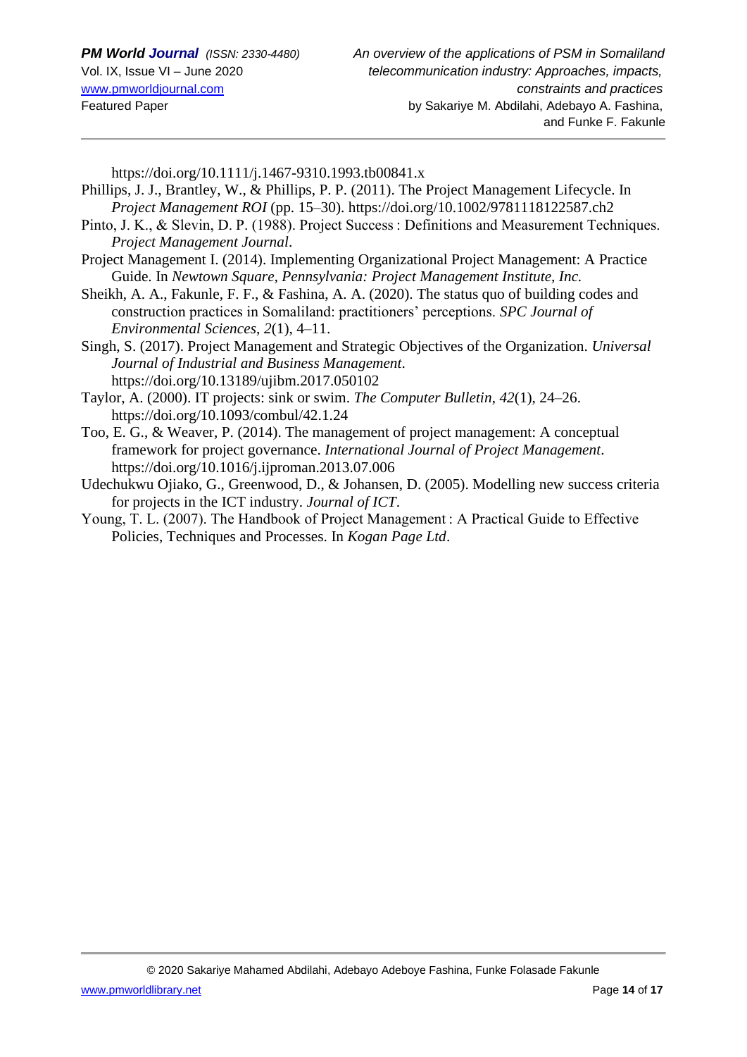https://doi.org/10.1111/j.1467-9310.1993.tb00841.x

Phillips, J. J., Brantley, W., & Phillips, P. P. (2011). The Project Management Lifecycle. In *Project Management ROI* (pp. 15–30). https://doi.org/10.1002/9781118122587.ch2

Pinto, J. K., & Slevin, D. P. (1988). Project Success : Definitions and Measurement Techniques. *Project Management Journal*.

Project Management I. (2014). Implementing Organizational Project Management: A Practice Guide. In *Newtown Square, Pennsylvania: Project Management Institute, Inc.*

Sheikh, A. A., Fakunle, F. F., & Fashina, A. A. (2020). The status quo of building codes and construction practices in Somaliland: practitioners' perceptions. *SPC Journal of Environmental Sciences*, *2*(1), 4–11.

Singh, S. (2017). Project Management and Strategic Objectives of the Organization. *Universal Journal of Industrial and Business Management*. https://doi.org/10.13189/ujibm.2017.050102

Taylor, A. (2000). IT projects: sink or swim. *The Computer Bulletin*, *42*(1), 24–26. https://doi.org/10.1093/combul/42.1.24

Too, E. G., & Weaver, P. (2014). The management of project management: A conceptual framework for project governance. *International Journal of Project Management*. https://doi.org/10.1016/j.ijproman.2013.07.006

Udechukwu Ojiako, G., Greenwood, D., & Johansen, D. (2005). Modelling new success criteria for projects in the ICT industry. *Journal of ICT*.

Young, T. L. (2007). The Handbook of Project Management : A Practical Guide to Effective Policies, Techniques and Processes. In *Kogan Page Ltd*.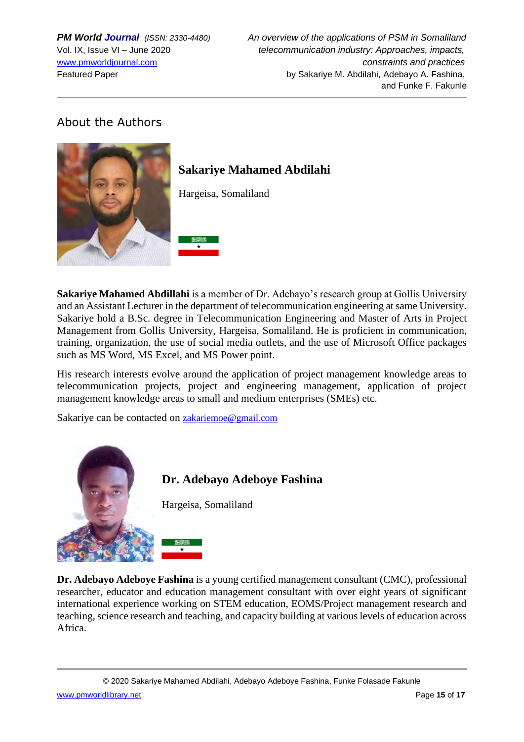## About the Authors

### Sakariye Mahamed Abdilahi

Hargeisa, Somaliland

**Sakariye Mahamed Abdillahi** is a member of Dr. Adebayo's research group at Gollis University and an Assistant Lecturer in the department of telecommunication engineering at same University. Sakariye hold a B.Sc. degree in Telecommunication Engineering and Master of Arts in Project Management from Gollis University, Hargeisa, Somaliland. He is proficient in communication, training, organization, the use of social media outlets, and the use of Microsoft Office packages such as MS Word, MS Excel, and MS Power point.

His research interests evolve around the application of project management knowledge areas to telecommunication projects, project and engineering management, application of project management knowledge areas to small and medium enterprises (SMEs) etc.

Sakariye can be contacted on zakariemoe@gmail.com

### Dr. Adebayo Adeboye Fashina

Hargeisa, Somaliland

**Dr. Adebayo Adeboye Fashina** is a young certified management consultant (CMC), professional researcher, educator and education management consultant with over eight years of significant international experience working on STEM education, EOMS/Project management research and teaching, science research and teaching, and capacity building at various levels of education across Africa.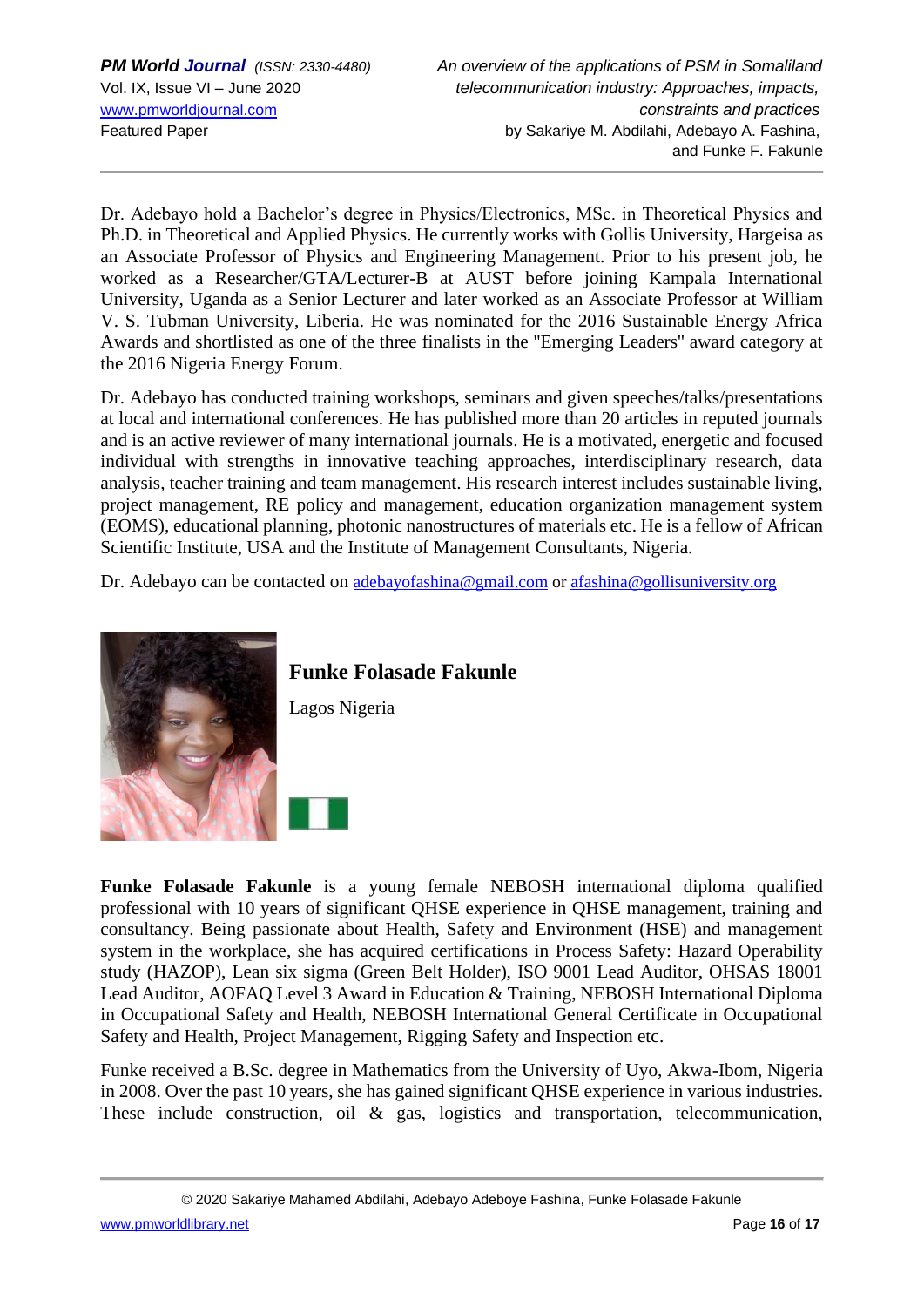Dr. Adebayo hold a Bachelor's degree in Physics/Electronics, MSc. in Theoretical Physics and Ph.D. in Theoretical and Applied Physics. He currently works with Gollis University, Hargeisa as an Associate Professor of Physics and Engineering Management. Prior to his present job, he worked as a Researcher/GTA/Lecturer-B at AUST before joining Kampala International University, Uganda as a Senior Lecturer and later worked as an Associate Professor at William V. S. Tubman University, Liberia. He was nominated for the 2016 Sustainable Energy Africa Awards and shortlisted as one of the three finalists in the "Emerging Leaders" award category at the 2016 Nigeria Energy Forum.

Dr. Adebayo has conducted training workshops, seminars and given speeches/talks/presentations at local and international conferences. He has published more than 20 articles in reputed journals and is an active reviewer of many international journals. He is a motivated, energetic and focused individual with strengths in innovative teaching approaches, interdisciplinary research, data analysis, teacher training and team management. His research interest includes sustainable living, project management, RE policy and management, education organization management system (EOMS), educational planning, photonic nanostructures of materials etc. He is a fellow of African Scientific Institute, USA and the Institute of Management Consultants, Nigeria.

Dr. Adebayo can be contacted on adebayofashina@gmail.com or afashina@gollisuniversity.org

## Funke Folasade Fakunle

Lagos Nigeria

**Funke Folasade Fakunle** is a young female NEBOSH international diploma qualified professional with 10 years of significant QHSE experience in QHSE management, training and consultancy. Being passionate about Health, Safety and Environment (HSE) and management system in the workplace, she has acquired certifications in Process Safety: Hazard Operability study (HAZOP), Lean six sigma (Green Belt Holder), ISO 9001 Lead Auditor, OHSAS 18001 Lead Auditor, AOFAQ Level 3 Award in Education & Training, NEBOSH International Diploma in Occupational Safety and Health, NEBOSH International General Certificate in Occupational Safety and Health, Project Management, Rigging Safety and Inspection etc.

Funke received a B.Sc. degree in Mathematics from the University of Uyo, Akwa-Ibom, Nigeria in 2008. Over the past 10 years, she has gained significant QHSE experience in various industries. These include construction, oil & gas, logistics and transportation, telecommunication,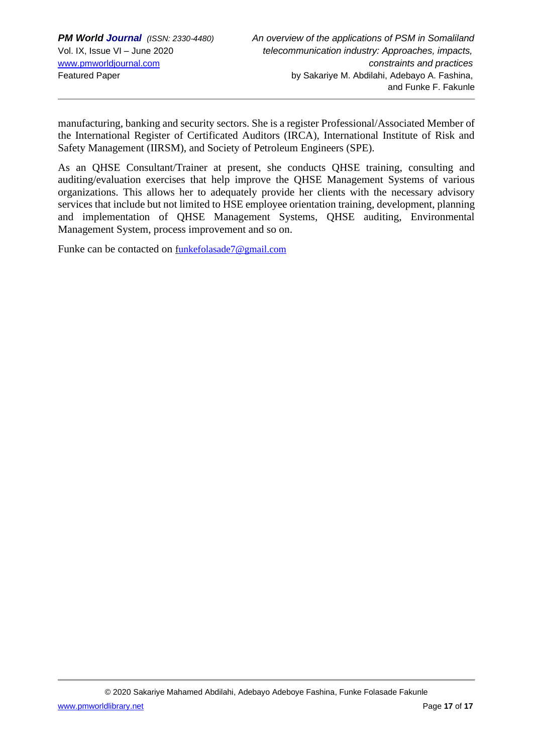manufacturing, banking and security sectors. She is a register Professional/Associated Member of the International Register of Certificated Auditors (IRCA), International Institute of Risk and Safety Management (IIRSM), and Society of Petroleum Engineers (SPE).

As an QHSE Consultant/Trainer at present, she conducts QHSE training, consulting and auditing/evaluation exercises that help improve the QHSE Management Systems of various organizations. This allows her to adequately provide her clients with the necessary advisory services that include but not limited to HSE employee orientation training, development, planning and implementation of QHSE Management Systems, QHSE auditing, Environmental Management System, process improvement and so on.

Funke can be contacted on funkefolasade7@gmail.com